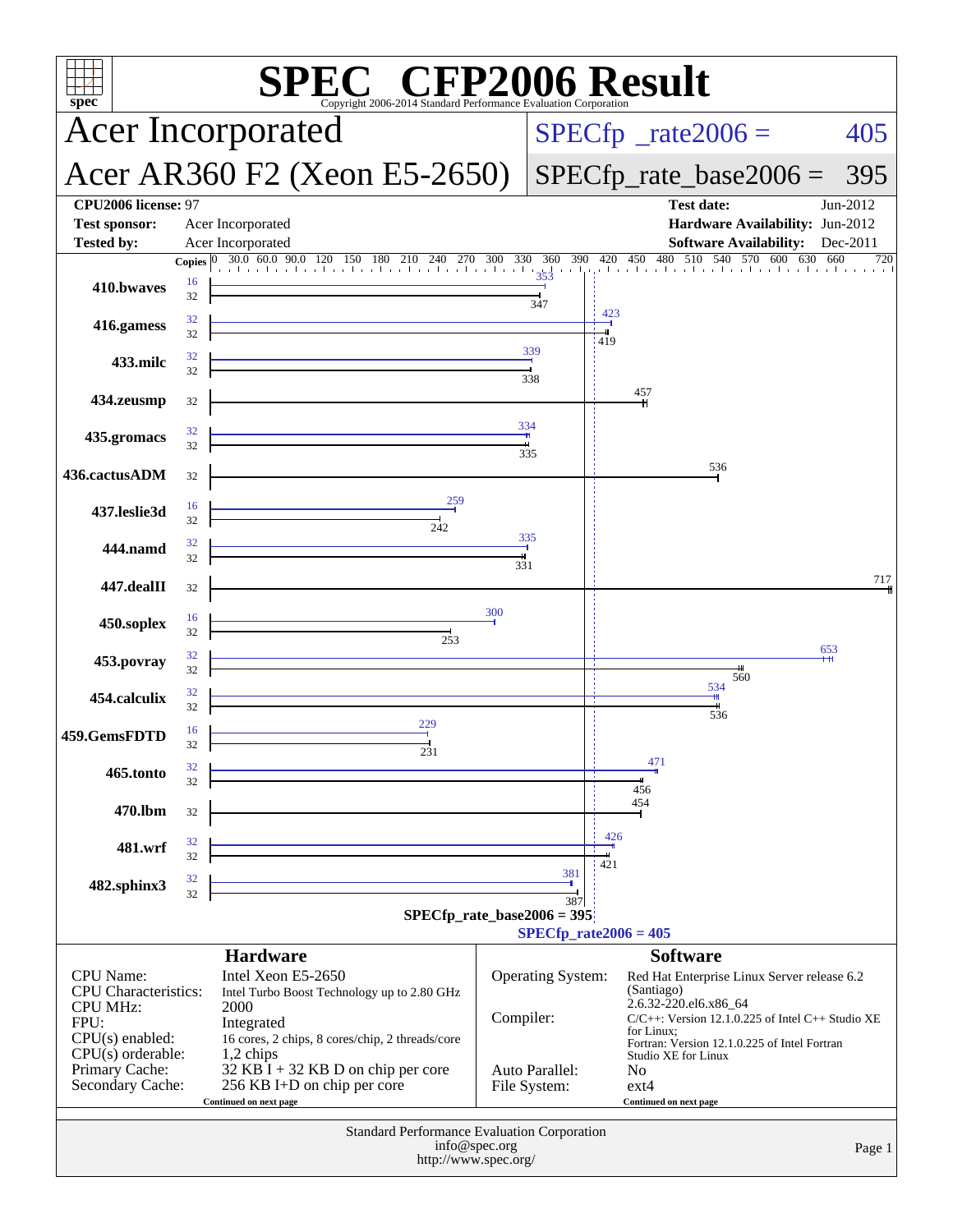# SPEC CFP2006 Result

Copyright 2006-2014 Standard Performance Evaluation Corporation

## Acer Incorporated

## Acer AR360 F2 (Xeon E5-2650)

SPECfp_rate2006 = 405

SPECfp_rate_base2006 = 395

| | | | |
|---|---|---|---|
| **CPU2006 license:** | 97 | **Test date:** | Jun-2012 |
| **Test sponsor:** | Acer Incorporated | **Hardware Availability:** | Jun-2012 |
| **Tested by:** | Acer Incorporated | **Software Availability:** | Dec-2011 |

| Benchmark | Copies (peak) | Peak | Copies (base) | Base |
|---|---|---|---|---|
| 410.bwaves | 16 | 353 | 32 | 347 |
| 416.gamess | 32 | 423 | 32 | 419 |
| 433.milc | 32 | 339 | 32 | 338 |
| 434.zeusmp | | | 32 | 457 |
| 435.gromacs | 32 | 334 | 32 | 335 |
| 436.cactusADM | | | 32 | 536 |
| 437.leslie3d | 16 | 259 | 32 | 242 |
| 444.namd | 32 | 335 | 32 | 331 |
| 447.dealII | | | 32 | 717 |
| 450.soplex | 16 | 300 | 32 | 253 |
| 453.povray | 32 | 653 | 32 | 560 |
| 454.calculix | 32 | 534 | 32 | 536 |
| 459.GemsFDTD | 16 | 229 | 32 | 231 |
| 465.tonto | 32 | 471 | 32 | 456 |
| 470.lbm | | | 32 | 454 |
| 481.wrf | 32 | 426 | 32 | 421 |
| 482.sphinx3 | 32 | 381 | 32 | 387 |

SPECfp_rate_base2006 = 395

SPECfp_rate2006 = 405

### Hardware

| | |
|---|---|
| CPU Name: | Intel Xeon E5-2650 |
| CPU Characteristics: | Intel Turbo Boost Technology up to 2.80 GHz |
| CPU MHz: | 2000 |
| FPU: | Integrated |
| CPU(s) enabled: | 16 cores, 2 chips, 8 cores/chip, 2 threads/core |
| CPU(s) orderable: | 1,2 chips |
| Primary Cache: | 32 KB I + 32 KB D on chip per core |
| Secondary Cache: | 256 KB I+D on chip per core |

Continued on next page

### Software

| | |
|---|---|
| Operating System: | Red Hat Enterprise Linux Server release 6.2 (Santiago) 2.6.32-220.el6.x86_64 |
| Compiler: | C/C++: Version 12.1.0.225 of Intel C++ Studio XE for Linux; Fortran: Version 12.1.0.225 of Intel Fortran Studio XE for Linux |
| Auto Parallel: | No |
| File System: | ext4 |

Continued on next page

Standard Performance Evaluation Corporation
info@spec.org
http://www.spec.org/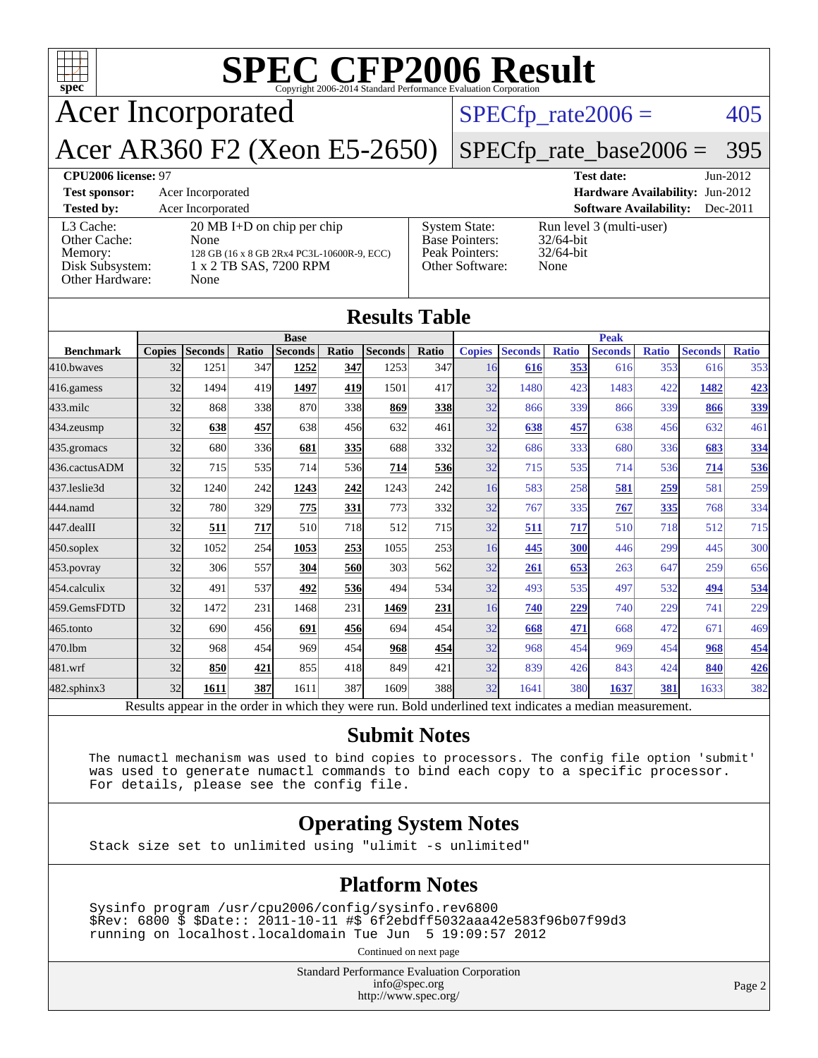# SPEC CFP2006 Result

Copyright 2006-2014 Standard Performance Evaluation Corporation

## Acer Incorporated

## Acer AR360 F2 (Xeon E5-2650)

SPECfp_rate2006 = 405

SPECfp_rate_base2006 = 395

**CPU2006 license:** 97

**Test sponsor:** Acer Incorporated

**Tested by:** Acer Incorporated

**Test date:** Jun-2012

**Hardware Availability:** Jun-2012

**Software Availability:** Dec-2011

| | |
|---|---|
| L3 Cache: | 20 MB I+D on chip per chip |
| Other Cache: | None |
| Memory: | 128 GB (16 x 8 GB 2Rx4 PC3L-10600R-9, ECC) |
| Disk Subsystem: | 1 x 2 TB SAS, 7200 RPM |
| Other Hardware: | None |

| | |
|---|---|
| System State: | Run level 3 (multi-user) |
| Base Pointers: | 32/64-bit |
| Peak Pointers: | 32/64-bit |
| Other Software: | None |

## Results Table

| | Base | | | | | | | Peak | | | | | | |
|---|---|---|---|---|---|---|---|---|---|---|---|---|---|---|
| **Benchmark** | **Copies** | **Seconds** | **Ratio** | **Seconds** | **Ratio** | **Seconds** | **Ratio** | **Copies** | **Seconds** | **Ratio** | **Seconds** | **Ratio** | **Seconds** | **Ratio** |
| 410.bwaves | 32 | 1251 | 347 | **1252** | **347** | 1253 | 347 | 16 | **616** | **353** | 616 | 353 | 616 | 353 |
| 416.gamess | 32 | 1494 | 419 | **1497** | **419** | 1501 | 417 | 32 | 1480 | 423 | 1483 | 422 | **1482** | **423** |
| 433.milc | 32 | 868 | 338 | 870 | 338 | **869** | **338** | 32 | 866 | 339 | 866 | 339 | **866** | **339** |
| 434.zeusmp | 32 | **638** | **457** | 638 | 456 | 632 | 461 | 32 | **638** | **457** | 638 | 456 | 632 | 461 |
| 435.gromacs | 32 | 680 | 336 | **681** | **335** | 688 | 332 | 32 | 686 | 333 | 680 | 336 | **683** | **334** |
| 436.cactusADM | 32 | 715 | 535 | 714 | 536 | **714** | **536** | 32 | 715 | 535 | 714 | 536 | **714** | **536** |
| 437.leslie3d | 32 | 1240 | 242 | **1243** | **242** | 1243 | 242 | 16 | 583 | 258 | **581** | **259** | 581 | 259 |
| 444.namd | 32 | 780 | 329 | **775** | **331** | 773 | 332 | 32 | 767 | 335 | **767** | **335** | 768 | 334 |
| 447.dealII | 32 | **511** | **717** | 510 | 718 | 512 | 715 | 32 | **511** | **717** | 510 | 718 | 512 | 715 |
| 450.soplex | 32 | 1052 | 254 | **1053** | **253** | 1055 | 253 | 16 | **445** | **300** | 446 | 299 | 445 | 300 |
| 453.povray | 32 | 306 | 557 | **304** | **560** | 303 | 562 | 32 | **261** | **653** | 263 | 647 | 259 | 656 |
| 454.calculix | 32 | 491 | 537 | **492** | **536** | 494 | 534 | 32 | 493 | 535 | 497 | 532 | **494** | **534** |
| 459.GemsFDTD | 32 | 1472 | 231 | 1468 | 231 | **1469** | **231** | 16 | **740** | **229** | 740 | 229 | 741 | 229 |
| 465.tonto | 32 | 690 | 456 | **691** | **456** | 694 | 454 | 32 | **668** | **471** | 668 | 472 | 671 | 469 |
| 470.lbm | 32 | 968 | 454 | 969 | 454 | **968** | **454** | 32 | 968 | 454 | 969 | 454 | **968** | **454** |
| 481.wrf | 32 | **850** | **421** | 855 | 418 | 849 | 421 | 32 | 839 | 426 | 843 | 424 | **840** | **426** |
| 482.sphinx3 | 32 | **1611** | **387** | 1611 | 387 | 1609 | 388 | 32 | 1641 | 380 | **1637** | **381** | 1633 | 382 |

Results appear in the order in which they were run. Bold underlined text indicates a median measurement.

## Submit Notes

```
The numactl mechanism was used to bind copies to processors. The config file option 'submit'
was used to generate numactl commands to bind each copy to a specific processor.
For details, please see the config file.
```

## Operating System Notes

```
Stack size set to unlimited using "ulimit -s unlimited"
```

## Platform Notes

```
Sysinfo program /usr/cpu2006/config/sysinfo.rev6800
$Rev: 6800 $ $Date:: 2011-10-11 #$ 6f2ebdff5032aaa42e583f96b07f99d3
running on localhost.localdomain Tue Jun  5 19:09:57 2012
```

Continued on next page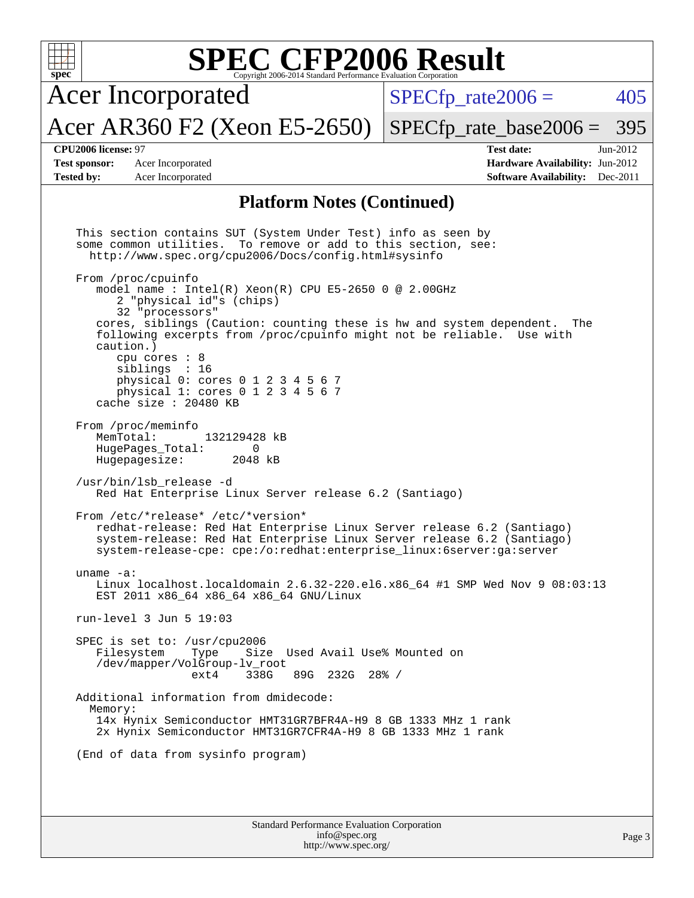# SPEC CFP2006 Result

Copyright 2006-2014 Standard Performance Evaluation Corporation

**Acer Incorporated**

**Acer AR360 F2 (Xeon E5-2650)**

SPECfp_rate2006 = 405

SPECfp_rate_base2006 = 395

| | | | |
|---|---|---|---|
| **CPU2006 license:** 97 | | **Test date:** | Jun-2012 |
| **Test sponsor:** | Acer Incorporated | **Hardware Availability:** | Jun-2012 |
| **Tested by:** | Acer Incorporated | **Software Availability:** | Dec-2011 |

## Platform Notes (Continued)

```
This section contains SUT (System Under Test) info as seen by
some common utilities.  To remove or add to this section, see:
  http://www.spec.org/cpu2006/Docs/config.html#sysinfo

From /proc/cpuinfo
   model name : Intel(R) Xeon(R) CPU E5-2650 0 @ 2.00GHz
      2 "physical id"s (chips)
      32 "processors"
   cores, siblings (Caution: counting these is hw and system dependent.  The
   following excerpts from /proc/cpuinfo might not be reliable.  Use with
   caution.)
      cpu cores : 8
      siblings  : 16
      physical 0: cores 0 1 2 3 4 5 6 7
      physical 1: cores 0 1 2 3 4 5 6 7
   cache size : 20480 KB

From /proc/meminfo
   MemTotal:       132129428 kB
   HugePages_Total:       0
   Hugepagesize:       2048 kB

/usr/bin/lsb_release -d
   Red Hat Enterprise Linux Server release 6.2 (Santiago)

From /etc/*release* /etc/*version*
   redhat-release: Red Hat Enterprise Linux Server release 6.2 (Santiago)
   system-release: Red Hat Enterprise Linux Server release 6.2 (Santiago)
   system-release-cpe: cpe:/o:redhat:enterprise_linux:6server:ga:server

uname -a:
   Linux localhost.localdomain 2.6.32-220.el6.x86_64 #1 SMP Wed Nov 9 08:03:13
   EST 2011 x86_64 x86_64 x86_64 GNU/Linux

run-level 3 Jun 5 19:03

SPEC is set to: /usr/cpu2006
   Filesystem    Type    Size  Used Avail Use% Mounted on
   /dev/mapper/VolGroup-lv_root
                 ext4    338G   89G  232G  28% /

Additional information from dmidecode:
  Memory:
   14x Hynix Semiconductor HMT31GR7BFR4A-H9 8 GB 1333 MHz 1 rank
   2x Hynix Semiconductor HMT31GR7CFR4A-H9 8 GB 1333 MHz 1 rank

(End of data from sysinfo program)
```

Standard Performance Evaluation Corporation
info@spec.org
http://www.spec.org/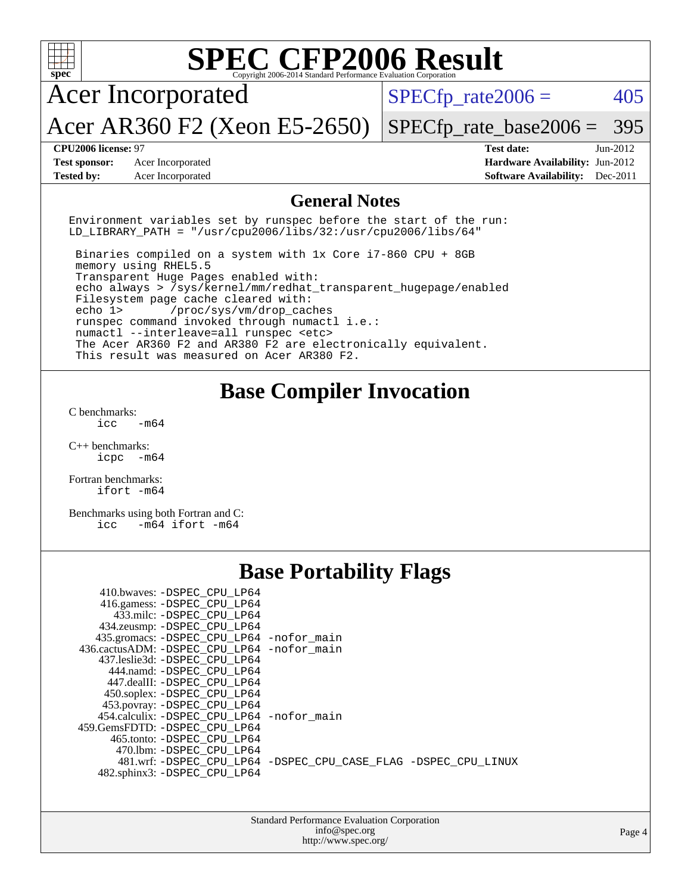# SPEC CFP2006 Result

Copyright 2006-2014 Standard Performance Evaluation Corporation

## Acer Incorporated

## Acer AR360 F2 (Xeon E5-2650)

SPECfp_rate2006 = 405

SPECfp_rate_base2006 = 395

| | | | |
|---|---|---|---|
| **CPU2006 license:** 97 | | **Test date:** | Jun-2012 |
| **Test sponsor:** | Acer Incorporated | **Hardware Availability:** | Jun-2012 |
| **Tested by:** | Acer Incorporated | **Software Availability:** | Dec-2011 |

## General Notes

```
Environment variables set by runspec before the start of the run:
LD_LIBRARY_PATH = "/usr/cpu2006/libs/32:/usr/cpu2006/libs/64"

 Binaries compiled on a system with 1x Core i7-860 CPU + 8GB
 memory using RHEL5.5
 Transparent Huge Pages enabled with:
 echo always > /sys/kernel/mm/redhat_transparent_hugepage/enabled
 Filesystem page cache cleared with:
 echo 1>       /proc/sys/vm/drop_caches
 runspec command invoked through numactl i.e.:
 numactl --interleave=all runspec <etc>
 The Acer AR360 F2 and AR380 F2 are electronically equivalent.
 This result was measured on Acer AR380 F2.
```

## Base Compiler Invocation

C benchmarks:
```
icc   -m64
```

C++ benchmarks:
```
icpc  -m64
```

Fortran benchmarks:
```
ifort -m64
```

Benchmarks using both Fortran and C:
```
icc   -m64 ifort -m64
```

## Base Portability Flags

```
    410.bwaves: -DSPEC_CPU_LP64
    416.gamess: -DSPEC_CPU_LP64
      433.milc: -DSPEC_CPU_LP64
    434.zeusmp: -DSPEC_CPU_LP64
   435.gromacs: -DSPEC_CPU_LP64 -nofor_main
 436.cactusADM: -DSPEC_CPU_LP64 -nofor_main
   437.leslie3d: -DSPEC_CPU_LP64
      444.namd: -DSPEC_CPU_LP64
    447.dealII: -DSPEC_CPU_LP64
    450.soplex: -DSPEC_CPU_LP64
    453.povray: -DSPEC_CPU_LP64
  454.calculix: -DSPEC_CPU_LP64 -nofor_main
 459.GemsFDTD: -DSPEC_CPU_LP64
     465.tonto: -DSPEC_CPU_LP64
       470.lbm: -DSPEC_CPU_LP64
       481.wrf: -DSPEC_CPU_LP64 -DSPEC_CPU_CASE_FLAG -DSPEC_CPU_LINUX
   482.sphinx3: -DSPEC_CPU_LP64
```

Standard Performance Evaluation Corporation
info@spec.org
http://www.spec.org/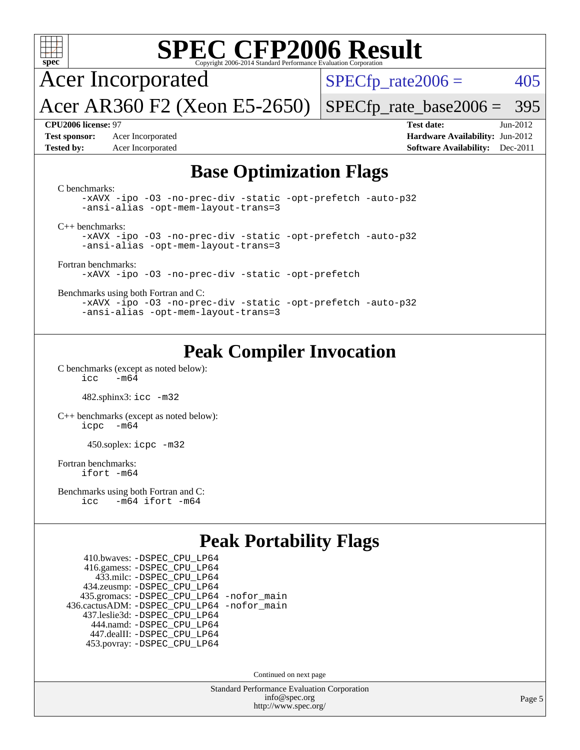# SPEC CFP2006 Result

Copyright 2006-2014 Standard Performance Evaluation Corporation

**Acer Incorporated**
**Acer AR360 F2 (Xeon E5-2650)**

SPECfp_rate2006 = 405
SPECfp_rate_base2006 = 395

**CPU2006 license:** 97
**Test sponsor:** Acer Incorporated
**Tested by:** Acer Incorporated

**Test date:** Jun-2012
**Hardware Availability:** Jun-2012
**Software Availability:** Dec-2011

## Base Optimization Flags

C benchmarks:

```
-xAVX -ipo -O3 -no-prec-div -static -opt-prefetch -auto-p32
-ansi-alias -opt-mem-layout-trans=3
```

C++ benchmarks:

```
-xAVX -ipo -O3 -no-prec-div -static -opt-prefetch -auto-p32
-ansi-alias -opt-mem-layout-trans=3
```

Fortran benchmarks:

```
-xAVX -ipo -O3 -no-prec-div -static -opt-prefetch
```

Benchmarks using both Fortran and C:

```
-xAVX -ipo -O3 -no-prec-div -static -opt-prefetch -auto-p32
-ansi-alias -opt-mem-layout-trans=3
```

## Peak Compiler Invocation

C benchmarks (except as noted below):
`icc -m64`

482.sphinx3: `icc -m32`

C++ benchmarks (except as noted below):
`icpc -m64`

450.soplex: `icpc -m32`

Fortran benchmarks:
`ifort -m64`

Benchmarks using both Fortran and C:
`icc -m64 ifort -m64`

## Peak Portability Flags

410.bwaves: -DSPEC_CPU_LP64
416.gamess: -DSPEC_CPU_LP64
433.milc: -DSPEC_CPU_LP64
434.zeusmp: -DSPEC_CPU_LP64
435.gromacs: -DSPEC_CPU_LP64 -nofor_main
436.cactusADM: -DSPEC_CPU_LP64 -nofor_main
437.leslie3d: -DSPEC_CPU_LP64
444.namd: -DSPEC_CPU_LP64
447.dealII: -DSPEC_CPU_LP64
453.povray: -DSPEC_CPU_LP64

Continued on next page

Standard Performance Evaluation Corporation
info@spec.org
http://www.spec.org/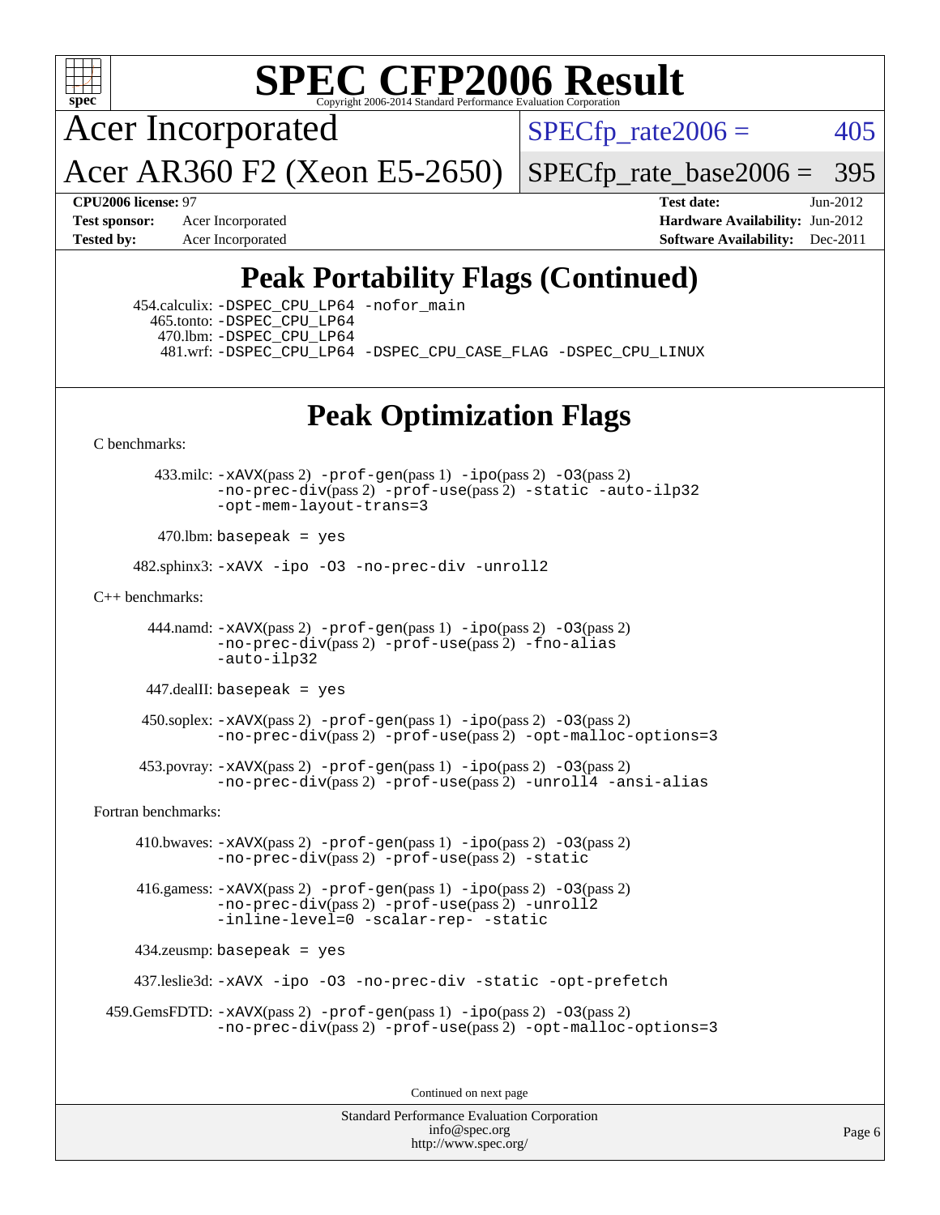# SPEC CFP2006 Result

Copyright 2006-2014 Standard Performance Evaluation Corporation

Acer Incorporated

Acer AR360 F2 (Xeon E5-2650)

SPECfp_rate2006 = 405

SPECfp_rate_base2006 = 395

**CPU2006 license:** 97
**Test sponsor:** Acer Incorporated
**Tested by:** Acer Incorporated

**Test date:** Jun-2012
**Hardware Availability:** Jun-2012
**Software Availability:** Dec-2011

## Peak Portability Flags (Continued)

454.calculix: -DSPEC_CPU_LP64 -nofor_main
465.tonto: -DSPEC_CPU_LP64
470.lbm: -DSPEC_CPU_LP64
481.wrf: -DSPEC_CPU_LP64 -DSPEC_CPU_CASE_FLAG -DSPEC_CPU_LINUX

## Peak Optimization Flags

C benchmarks:

433.milc: -xAVX(pass 2) -prof-gen(pass 1) -ipo(pass 2) -O3(pass 2) -no-prec-div(pass 2) -prof-use(pass 2) -static -auto-ilp32 -opt-mem-layout-trans=3

470.lbm: basepeak = yes

482.sphinx3: -xAVX -ipo -O3 -no-prec-div -unroll2

C++ benchmarks:

444.namd: -xAVX(pass 2) -prof-gen(pass 1) -ipo(pass 2) -O3(pass 2) -no-prec-div(pass 2) -prof-use(pass 2) -fno-alias -auto-ilp32

447.dealII: basepeak = yes

450.soplex: -xAVX(pass 2) -prof-gen(pass 1) -ipo(pass 2) -O3(pass 2) -no-prec-div(pass 2) -prof-use(pass 2) -opt-malloc-options=3

453.povray: -xAVX(pass 2) -prof-gen(pass 1) -ipo(pass 2) -O3(pass 2) -no-prec-div(pass 2) -prof-use(pass 2) -unroll4 -ansi-alias

Fortran benchmarks:

410.bwaves: -xAVX(pass 2) -prof-gen(pass 1) -ipo(pass 2) -O3(pass 2) -no-prec-div(pass 2) -prof-use(pass 2) -static

416.gamess: -xAVX(pass 2) -prof-gen(pass 1) -ipo(pass 2) -O3(pass 2) -no-prec-div(pass 2) -prof-use(pass 2) -unroll2 -inline-level=0 -scalar-rep- -static

434.zeusmp: basepeak = yes

437.leslie3d: -xAVX -ipo -O3 -no-prec-div -static -opt-prefetch

459.GemsFDTD: -xAVX(pass 2) -prof-gen(pass 1) -ipo(pass 2) -O3(pass 2) -no-prec-div(pass 2) -prof-use(pass 2) -opt-malloc-options=3

Continued on next page

Standard Performance Evaluation Corporation
info@spec.org
http://www.spec.org/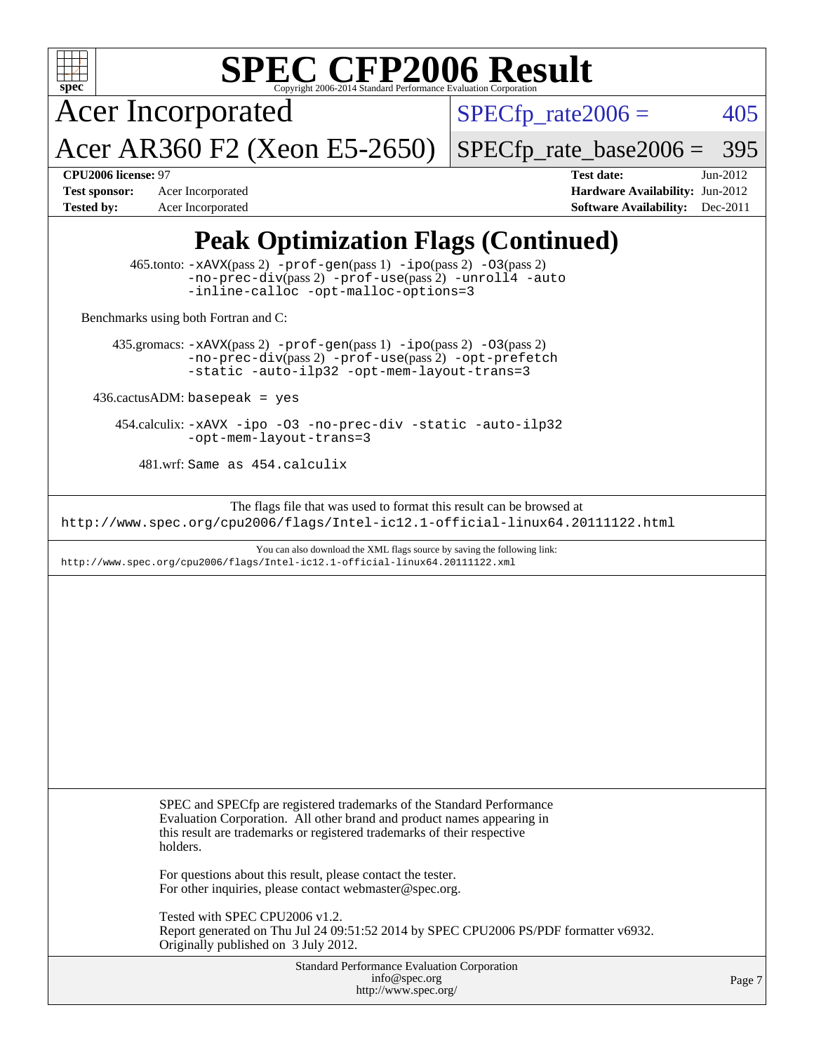# SPEC CFP2006 Result

Copyright 2006-2014 Standard Performance Evaluation Corporation

Acer Incorporated

Acer AR360 F2 (Xeon E5-2650)

SPECfp_rate2006 = 405

SPECfp_rate_base2006 = 395

**CPU2006 license:** 97
**Test sponsor:** Acer Incorporated
**Tested by:** Acer Incorporated

**Test date:** Jun-2012
**Hardware Availability:** Jun-2012
**Software Availability:** Dec-2011

## Peak Optimization Flags (Continued)

465.tonto: -xAVX(pass 2) -prof-gen(pass 1) -ipo(pass 2) -O3(pass 2) -no-prec-div(pass 2) -prof-use(pass 2) -unroll4 -auto -inline-calloc -opt-malloc-options=3

Benchmarks using both Fortran and C:

435.gromacs: -xAVX(pass 2) -prof-gen(pass 1) -ipo(pass 2) -O3(pass 2) -no-prec-div(pass 2) -prof-use(pass 2) -opt-prefetch -static -auto-ilp32 -opt-mem-layout-trans=3

436.cactusADM: basepeak = yes

454.calculix: -xAVX -ipo -O3 -no-prec-div -static -auto-ilp32 -opt-mem-layout-trans=3

481.wrf: Same as 454.calculix

The flags file that was used to format this result can be browsed at
http://www.spec.org/cpu2006/flags/Intel-ic12.1-official-linux64.20111122.html

You can also download the XML flags source by saving the following link:
http://www.spec.org/cpu2006/flags/Intel-ic12.1-official-linux64.20111122.xml

SPEC and SPECfp are registered trademarks of the Standard Performance Evaluation Corporation. All other brand and product names appearing in this result are trademarks or registered trademarks of their respective holders.

For questions about this result, please contact the tester.
For other inquiries, please contact webmaster@spec.org.

Tested with SPEC CPU2006 v1.2.
Report generated on Thu Jul 24 09:51:52 2014 by SPEC CPU2006 PS/PDF formatter v6932.
Originally published on 3 July 2012.

Standard Performance Evaluation Corporation
info@spec.org
http://www.spec.org/